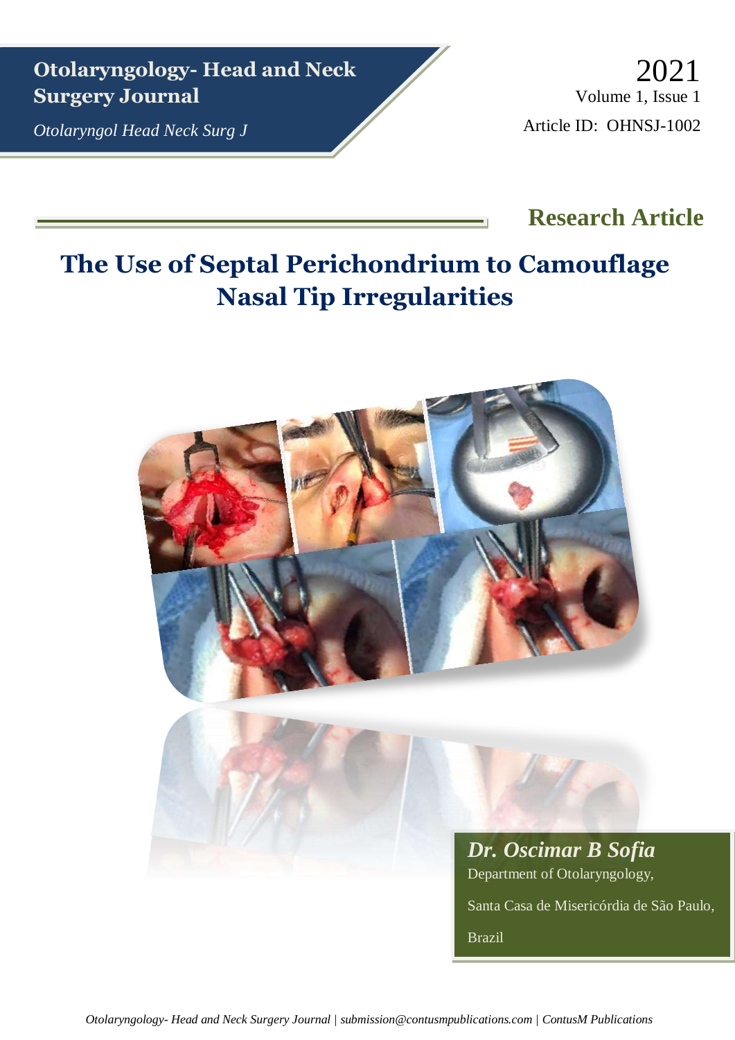**Otolaryngology- Head and Neck Surgery Journal**

*Otolaryngol Head Neck Surg J*

2021

Volume 1, Issue 1

Article ID: OHNSJ-1002

## Research Article

# The Use of Septal Perichondrium to Camouflage Nasal Tip Irregularities

***Dr. Oscimar B Sofia***

Department of Otolaryngology,

Santa Casa de Misericórdia de São Paulo,

Brazil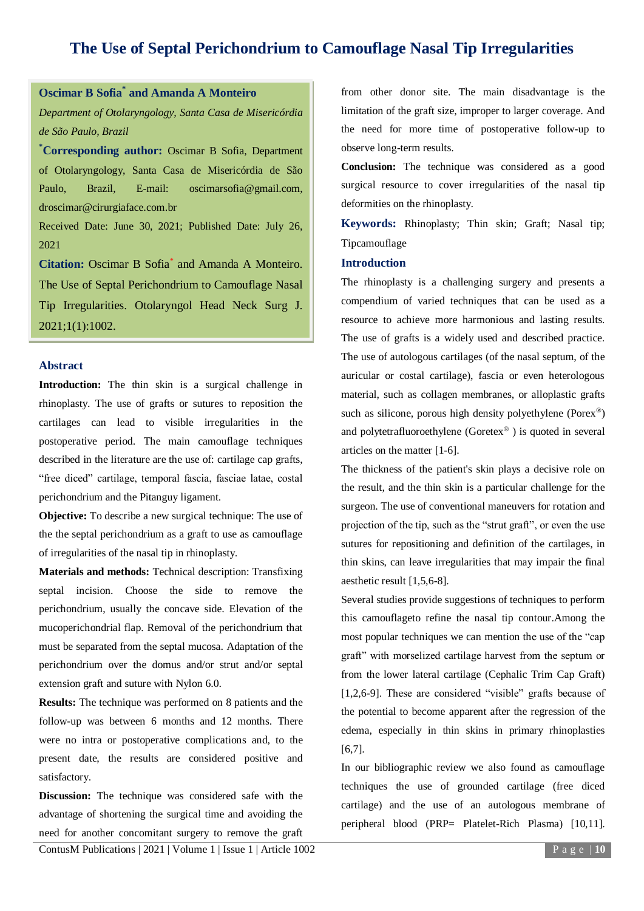# The Use of Septal Perichondrium to Camouflage Nasal Tip Irregularities

**Oscimar B Sofia* and Amanda A Monteiro**

*Department of Otolaryngology, Santa Casa de Misericórdia de São Paulo, Brazil*

***Corresponding author:** Oscimar B Sofia, Department of Otolaryngology, Santa Casa de Misericórdia de São Paulo, Brazil, E-mail: oscimarsofia@gmail.com, droscimar@cirurgiaface.com.br

Received Date: June 30, 2021; Published Date: July 26, 2021

**Citation:** Oscimar B Sofia* and Amanda A Monteiro. The Use of Septal Perichondrium to Camouflage Nasal Tip Irregularities. Otolaryngol Head Neck Surg J. 2021;1(1):1002.

## Abstract

**Introduction:** The thin skin is a surgical challenge in rhinoplasty. The use of grafts or sutures to reposition the cartilages can lead to visible irregularities in the postoperative period. The main camouflage techniques described in the literature are the use of: cartilage cap grafts, "free diced" cartilage, temporal fascia, fasciae latae, costal perichondrium and the Pitanguy ligament.

**Objective:** To describe a new surgical technique: The use of the the septal perichondrium as a graft to use as camouflage of irregularities of the nasal tip in rhinoplasty.

**Materials and methods:** Technical description: Transfixing septal incision. Choose the side to remove the perichondrium, usually the concave side. Elevation of the mucoperichondrial flap. Removal of the perichondrium that must be separated from the septal mucosa. Adaptation of the perichondrium over the domus and/or strut and/or septal extension graft and suture with Nylon 6.0.

**Results:** The technique was performed on 8 patients and the follow-up was between 6 months and 12 months. There were no intra or postoperative complications and, to the present date, the results are considered positive and satisfactory.

**Discussion:** The technique was considered safe with the advantage of shortening the surgical time and avoiding the need for another concomitant surgery to remove the graft from other donor site. The main disadvantage is the limitation of the graft size, improper to larger coverage. And the need for more time of postoperative follow-up to observe long-term results.

**Conclusion:** The technique was considered as a good surgical resource to cover irregularities of the nasal tip deformities on the rhinoplasty.

**Keywords:** Rhinoplasty; Thin skin; Graft; Nasal tip; Tipcamouflage

## Introduction

The rhinoplasty is a challenging surgery and presents a compendium of varied techniques that can be used as a resource to achieve more harmonious and lasting results. The use of grafts is a widely used and described practice. The use of autologous cartilages (of the nasal septum, of the auricular or costal cartilage), fascia or even heterologous material, such as collagen membranes, or alloplastic grafts such as silicone, porous high density polyethylene (Porex®) and polytetrafluoroethylene (Goretex® ) is quoted in several articles on the matter [1-6].

The thickness of the patient's skin plays a decisive role on the result, and the thin skin is a particular challenge for the surgeon. The use of conventional maneuvers for rotation and projection of the tip, such as the "strut graft", or even the use sutures for repositioning and definition of the cartilages, in thin skins, can leave irregularities that may impair the final aesthetic result [1,5,6-8].

Several studies provide suggestions of techniques to perform this camouflageto refine the nasal tip contour.Among the most popular techniques we can mention the use of the "cap graft" with morselized cartilage harvest from the septum or from the lower lateral cartilage (Cephalic Trim Cap Graft) [1,2,6-9]. These are considered "visible" grafts because of the potential to become apparent after the regression of the edema, especially in thin skins in primary rhinoplasties [6,7].

In our bibliographic review we also found as camouflage techniques the use of grounded cartilage (free diced cartilage) and the use of an autologous membrane of peripheral blood (PRP= Platelet-Rich Plasma) [10,11].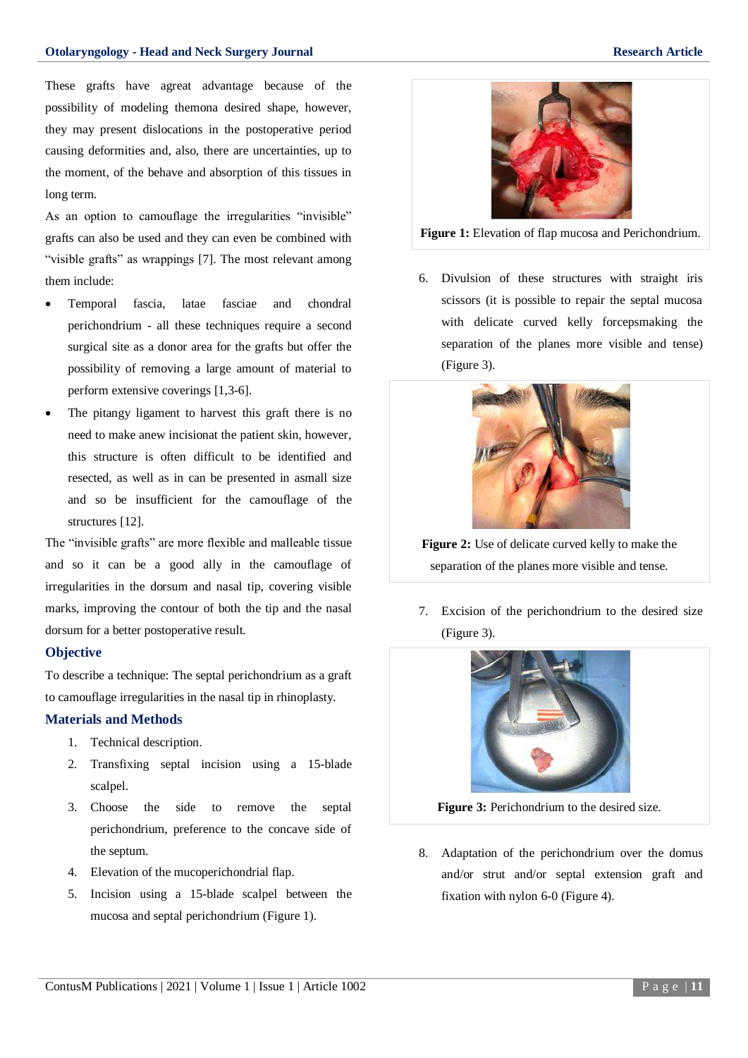These grafts have agreat advantage because of the possibility of modeling themona desired shape, however, they may present dislocations in the postoperative period causing deformities and, also, there are uncertainties, up to the moment, of the behave and absorption of this tissues in long term.

As an option to camouflage the irregularities "invisible" grafts can also be used and they can even be combined with "visible grafts" as wrappings [7]. The most relevant among them include:

- Temporal fascia, latae fasciae and chondral perichondrium - all these techniques require a second surgical site as a donor area for the grafts but offer the possibility of removing a large amount of material to perform extensive coverings [1,3-6].
- The pitangy ligament to harvest this graft there is no need to make anew incisionat the patient skin, however, this structure is often difficult to be identified and resected, as well as in can be presented in asmall size and so be insufficient for the camouflage of the structures [12].

The "invisible grafts" are more flexible and malleable tissue and so it can be a good ally in the camouflage of irregularities in the dorsum and nasal tip, covering visible marks, improving the contour of both the tip and the nasal dorsum for a better postoperative result.

## Objective

To describe a technique: The septal perichondrium as a graft to camouflage irregularities in the nasal tip in rhinoplasty.

## Materials and Methods

1. Technical description.
2. Transfixing septal incision using a 15-blade scalpel.
3. Choose the side to remove the septal perichondrium, preference to the concave side of the septum.
4. Elevation of the mucoperichondrial flap.
5. Incision using a 15-blade scalpel between the mucosa and septal perichondrium (Figure 1).

**Figure 1:** Elevation of flap mucosa and Perichondrium.

6. Divulsion of these structures with straight iris scissors (it is possible to repair the septal mucosa with delicate curved kelly forcepsmaking the separation of the planes more visible and tense) (Figure 3).

**Figure 2:** Use of delicate curved kelly to make the separation of the planes more visible and tense.

7. Excision of the perichondrium to the desired size (Figure 3).

**Figure 3:** Perichondrium to the desired size.

8. Adaptation of the perichondrium over the domus and/or strut and/or septal extension graft and fixation with nylon 6-0 (Figure 4).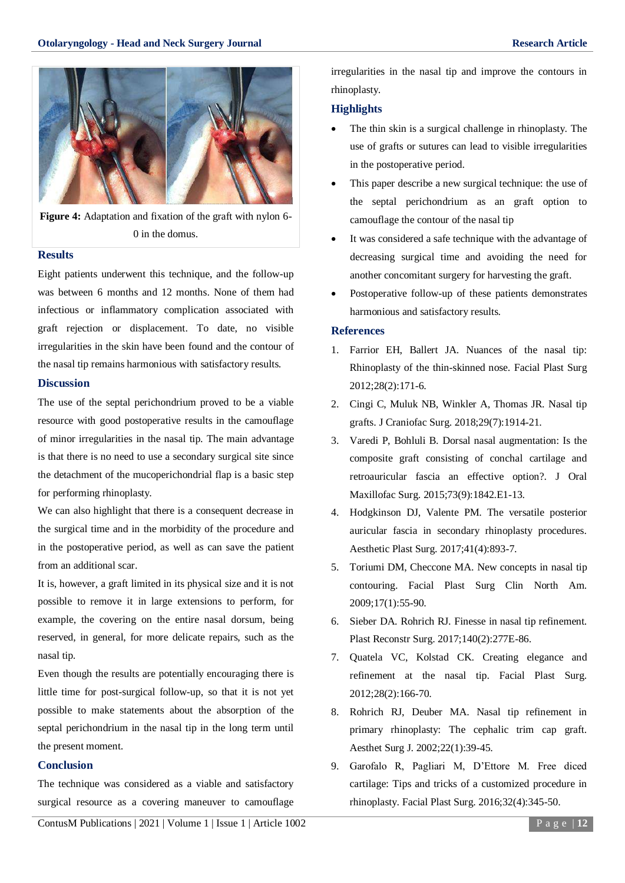**Figure 4:** Adaptation and fixation of the graft with nylon 6-0 in the domus.

## Results

Eight patients underwent this technique, and the follow-up was between 6 months and 12 months. None of them had infectious or inflammatory complication associated with graft rejection or displacement. To date, no visible irregularities in the skin have been found and the contour of the nasal tip remains harmonious with satisfactory results.

## Discussion

The use of the septal perichondrium proved to be a viable resource with good postoperative results in the camouflage of minor irregularities in the nasal tip. The main advantage is that there is no need to use a secondary surgical site since the detachment of the mucoperichondrial flap is a basic step for performing rhinoplasty.

We can also highlight that there is a consequent decrease in the surgical time and in the morbidity of the procedure and in the postoperative period, as well as can save the patient from an additional scar.

It is, however, a graft limited in its physical size and it is not possible to remove it in large extensions to perform, for example, the covering on the entire nasal dorsum, being reserved, in general, for more delicate repairs, such as the nasal tip.

Even though the results are potentially encouraging there is little time for post-surgical follow-up, so that it is not yet possible to make statements about the absorption of the septal perichondrium in the nasal tip in the long term until the present moment.

## Conclusion

The technique was considered as a viable and satisfactory surgical resource as a covering maneuver to camouflage irregularities in the nasal tip and improve the contours in rhinoplasty.

## Highlights

- The thin skin is a surgical challenge in rhinoplasty. The use of grafts or sutures can lead to visible irregularities in the postoperative period.
- This paper describe a new surgical technique: the use of the septal perichondrium as an graft option to camouflage the contour of the nasal tip
- It was considered a safe technique with the advantage of decreasing surgical time and avoiding the need for another concomitant surgery for harvesting the graft.
- Postoperative follow-up of these patients demonstrates harmonious and satisfactory results.

## References

1. Farrior EH, Ballert JA. Nuances of the nasal tip: Rhinoplasty of the thin-skinned nose. Facial Plast Surg 2012;28(2):171-6.
2. Cingi C, Muluk NB, Winkler A, Thomas JR. Nasal tip grafts. J Craniofac Surg. 2018;29(7):1914-21.
3. Varedi P, Bohluli B. Dorsal nasal augmentation: Is the composite graft consisting of conchal cartilage and retroauricular fascia an effective option?. J Oral Maxillofac Surg. 2015;73(9):1842.E1-13.
4. Hodgkinson DJ, Valente PM. The versatile posterior auricular fascia in secondary rhinoplasty procedures. Aesthetic Plast Surg. 2017;41(4):893-7.
5. Toriumi DM, Checcone MA. New concepts in nasal tip contouring. Facial Plast Surg Clin North Am. 2009;17(1):55-90.
6. Sieber DA. Rohrich RJ. Finesse in nasal tip refinement. Plast Reconstr Surg. 2017;140(2):277E-86.
7. Quatela VC, Kolstad CK. Creating elegance and refinement at the nasal tip. Facial Plast Surg. 2012;28(2):166-70.
8. Rohrich RJ, Deuber MA. Nasal tip refinement in primary rhinoplasty: The cephalic trim cap graft. Aesthet Surg J. 2002;22(1):39-45.
9. Garofalo R, Pagliari M, D'Ettore M. Free diced cartilage: Tips and tricks of a customized procedure in rhinoplasty. Facial Plast Surg. 2016;32(4):345-50.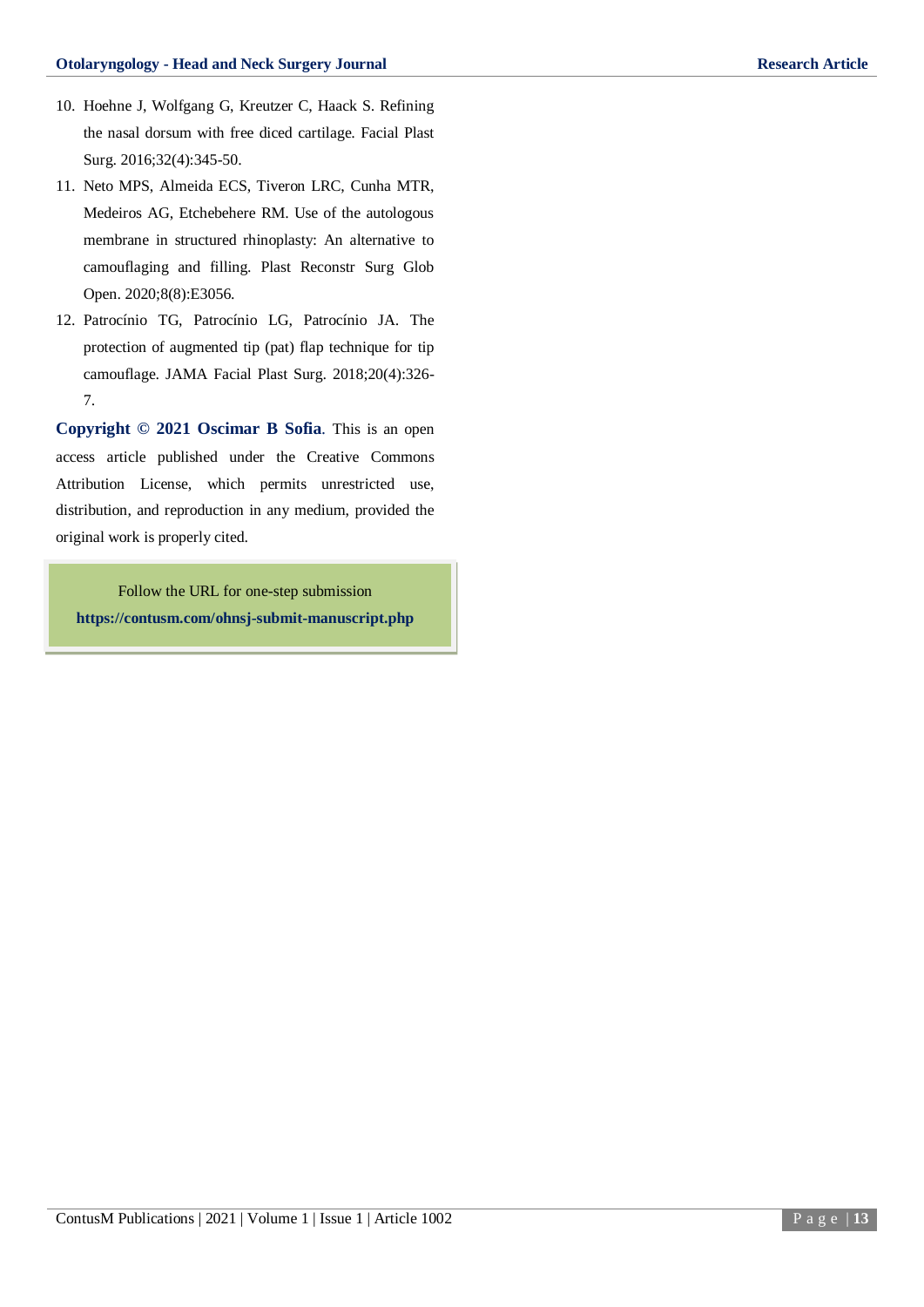10. Hoehne J, Wolfgang G, Kreutzer C, Haack S. Refining the nasal dorsum with free diced cartilage. Facial Plast Surg. 2016;32(4):345-50.
11. Neto MPS, Almeida ECS, Tiveron LRC, Cunha MTR, Medeiros AG, Etchebehere RM. Use of the autologous membrane in structured rhinoplasty: An alternative to camouflaging and filling. Plast Reconstr Surg Glob Open. 2020;8(8):E3056.
12. Patrocínio TG, Patrocínio LG, Patrocínio JA. The protection of augmented tip (pat) flap technique for tip camouflage. JAMA Facial Plast Surg. 2018;20(4):326-7.

**Copyright © 2021 Oscimar B Sofia**. This is an open access article published under the Creative Commons Attribution License, which permits unrestricted use, distribution, and reproduction in any medium, provided the original work is properly cited.

Follow the URL for one-step submission
**https://contusm.com/ohnsj-submit-manuscript.php**